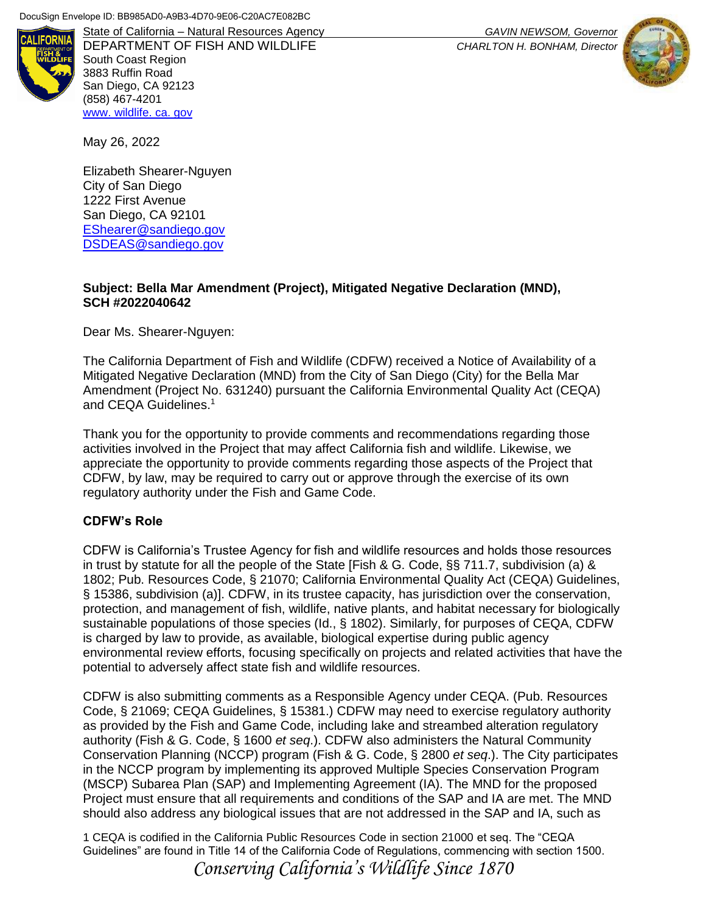DocuSign Envelope ID: BB985AD0-A9B3-4D70-9E06-C20AC7E082BC

State of California – Natural Resources Agency
DEPARTMENT OF FISH AND WILDLIFE
South Coast Region
3883 Ruffin Road
San Diego, CA 92123
(858) 467-4201
www. wildlife. ca. gov

*GAVIN NEWSOM, Governor*
*CHARLTON H. BONHAM, Director*

May 26, 2022

Elizabeth Shearer-Nguyen
City of San Diego
1222 First Avenue
San Diego, CA 92101
EShearer@sandiego.gov
DSDEAS@sandiego.gov

**Subject: Bella Mar Amendment (Project), Mitigated Negative Declaration (MND), SCH #2022040642**

Dear Ms. Shearer-Nguyen:

The California Department of Fish and Wildlife (CDFW) received a Notice of Availability of a Mitigated Negative Declaration (MND) from the City of San Diego (City) for the Bella Mar Amendment (Project No. 631240) pursuant the California Environmental Quality Act (CEQA) and CEQA Guidelines.[1]

Thank you for the opportunity to provide comments and recommendations regarding those activities involved in the Project that may affect California fish and wildlife. Likewise, we appreciate the opportunity to provide comments regarding those aspects of the Project that CDFW, by law, may be required to carry out or approve through the exercise of its own regulatory authority under the Fish and Game Code.

**CDFW's Role**

CDFW is California's Trustee Agency for fish and wildlife resources and holds those resources in trust by statute for all the people of the State [Fish & G. Code, §§ 711.7, subdivision (a) & 1802; Pub. Resources Code, § 21070; California Environmental Quality Act (CEQA) Guidelines, § 15386, subdivision (a)]. CDFW, in its trustee capacity, has jurisdiction over the conservation, protection, and management of fish, wildlife, native plants, and habitat necessary for biologically sustainable populations of those species (Id., § 1802). Similarly, for purposes of CEQA, CDFW is charged by law to provide, as available, biological expertise during public agency environmental review efforts, focusing specifically on projects and related activities that have the potential to adversely affect state fish and wildlife resources.

CDFW is also submitting comments as a Responsible Agency under CEQA. (Pub. Resources Code, § 21069; CEQA Guidelines, § 15381.) CDFW may need to exercise regulatory authority as provided by the Fish and Game Code, including lake and streambed alteration regulatory authority (Fish & G. Code, § 1600 *et seq*.). CDFW also administers the Natural Community Conservation Planning (NCCP) program (Fish & G. Code, § 2800 *et seq*.). The City participates in the NCCP program by implementing its approved Multiple Species Conservation Program (MSCP) Subarea Plan (SAP) and Implementing Agreement (IA). The MND for the proposed Project must ensure that all requirements and conditions of the SAP and IA are met. The MND should also address any biological issues that are not addressed in the SAP and IA, such as

1 CEQA is codified in the California Public Resources Code in section 21000 et seq. The "CEQA Guidelines" are found in Title 14 of the California Code of Regulations, commencing with section 1500.

*Conserving California's Wildlife Since 1870*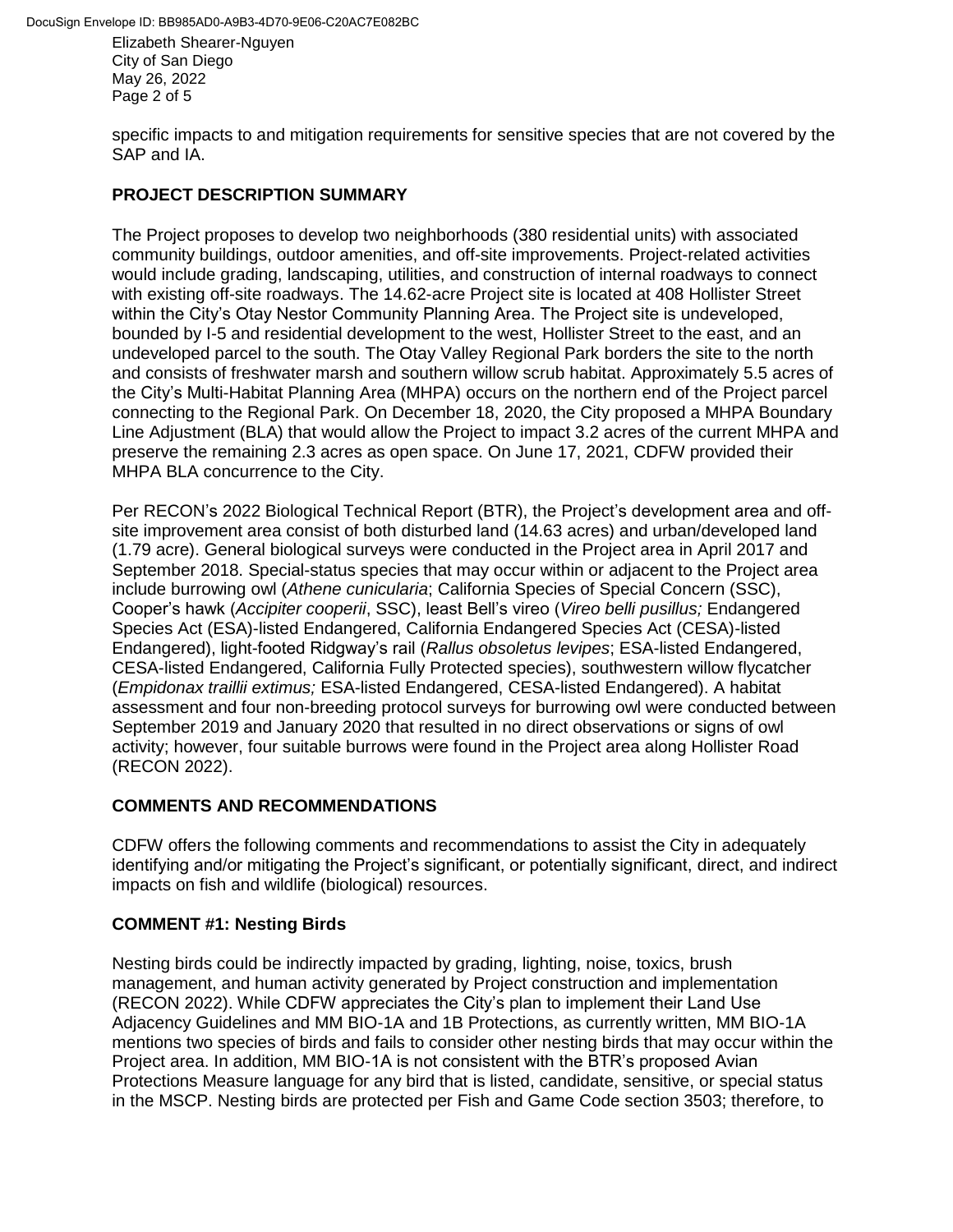specific impacts to and mitigation requirements for sensitive species that are not covered by the SAP and IA.

## PROJECT DESCRIPTION SUMMARY

The Project proposes to develop two neighborhoods (380 residential units) with associated community buildings, outdoor amenities, and off-site improvements. Project-related activities would include grading, landscaping, utilities, and construction of internal roadways to connect with existing off-site roadways. The 14.62-acre Project site is located at 408 Hollister Street within the City's Otay Nestor Community Planning Area. The Project site is undeveloped, bounded by I-5 and residential development to the west, Hollister Street to the east, and an undeveloped parcel to the south. The Otay Valley Regional Park borders the site to the north and consists of freshwater marsh and southern willow scrub habitat. Approximately 5.5 acres of the City's Multi-Habitat Planning Area (MHPA) occurs on the northern end of the Project parcel connecting to the Regional Park. On December 18, 2020, the City proposed a MHPA Boundary Line Adjustment (BLA) that would allow the Project to impact 3.2 acres of the current MHPA and preserve the remaining 2.3 acres as open space. On June 17, 2021, CDFW provided their MHPA BLA concurrence to the City.

Per RECON's 2022 Biological Technical Report (BTR), the Project's development area and off-site improvement area consist of both disturbed land (14.63 acres) and urban/developed land (1.79 acre). General biological surveys were conducted in the Project area in April 2017 and September 2018. Special-status species that may occur within or adjacent to the Project area include burrowing owl (*Athene cunicularia*; California Species of Special Concern (SSC), Cooper's hawk (*Accipiter cooperii*, SSC), least Bell's vireo (*Vireo belli pusillus;* Endangered Species Act (ESA)-listed Endangered, California Endangered Species Act (CESA)-listed Endangered), light-footed Ridgway's rail (*Rallus obsoletus levipes*; ESA-listed Endangered, CESA-listed Endangered, California Fully Protected species), southwestern willow flycatcher (*Empidonax traillii extimus;* ESA-listed Endangered, CESA-listed Endangered). A habitat assessment and four non-breeding protocol surveys for burrowing owl were conducted between September 2019 and January 2020 that resulted in no direct observations or signs of owl activity; however, four suitable burrows were found in the Project area along Hollister Road (RECON 2022).

## COMMENTS AND RECOMMENDATIONS

CDFW offers the following comments and recommendations to assist the City in adequately identifying and/or mitigating the Project's significant, or potentially significant, direct, and indirect impacts on fish and wildlife (biological) resources.

### COMMENT #1: Nesting Birds

Nesting birds could be indirectly impacted by grading, lighting, noise, toxics, brush management, and human activity generated by Project construction and implementation (RECON 2022). While CDFW appreciates the City's plan to implement their Land Use Adjacency Guidelines and MM BIO-1A and 1B Protections, as currently written, MM BIO-1A mentions two species of birds and fails to consider other nesting birds that may occur within the Project area. In addition, MM BIO-1A is not consistent with the BTR's proposed Avian Protections Measure language for any bird that is listed, candidate, sensitive, or special status in the MSCP. Nesting birds are protected per Fish and Game Code section 3503; therefore, to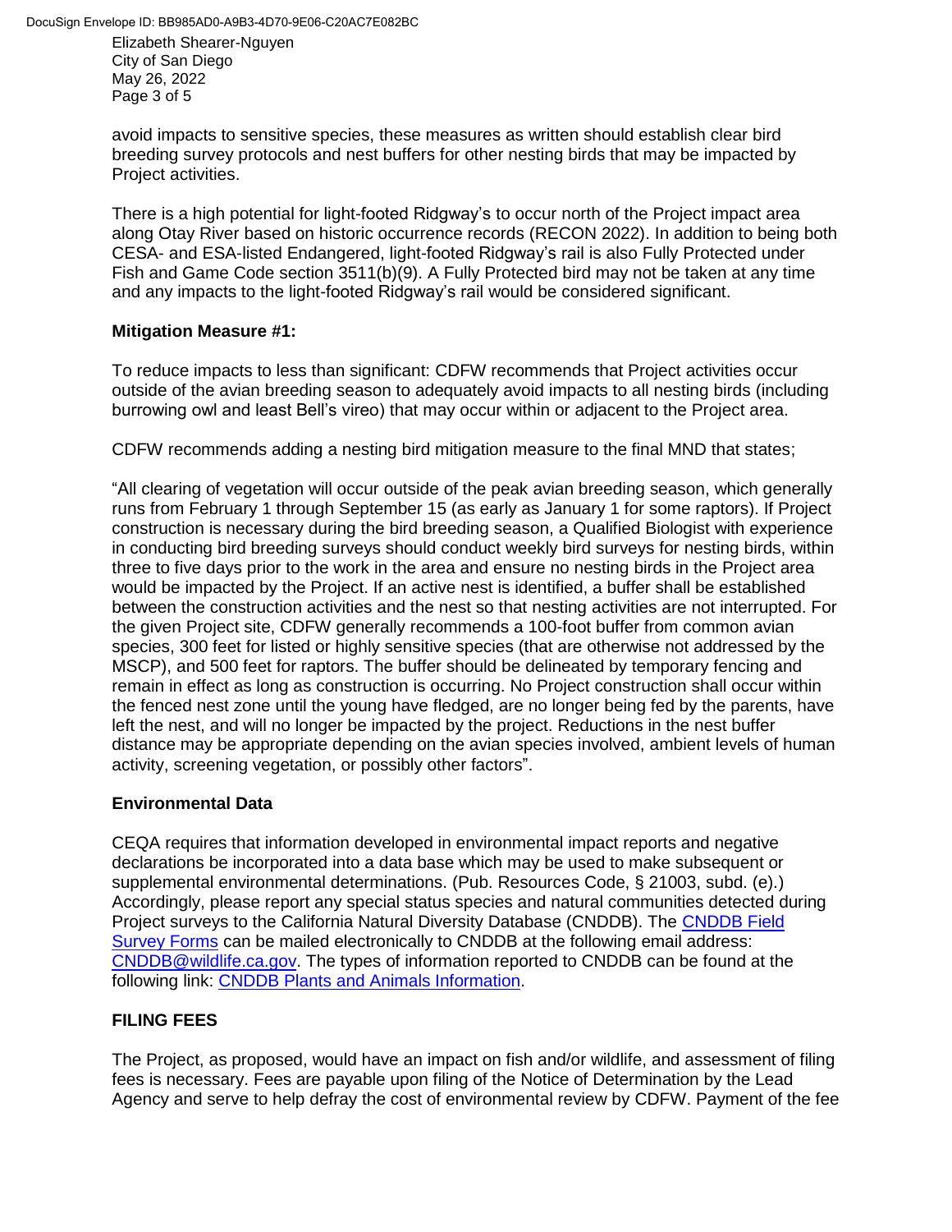avoid impacts to sensitive species, these measures as written should establish clear bird breeding survey protocols and nest buffers for other nesting birds that may be impacted by Project activities.

There is a high potential for light-footed Ridgway's to occur north of the Project impact area along Otay River based on historic occurrence records (RECON 2022). In addition to being both CESA- and ESA-listed Endangered, light-footed Ridgway's rail is also Fully Protected under Fish and Game Code section 3511(b)(9). A Fully Protected bird may not be taken at any time and any impacts to the light-footed Ridgway's rail would be considered significant.

**Mitigation Measure #1:**

To reduce impacts to less than significant: CDFW recommends that Project activities occur outside of the avian breeding season to adequately avoid impacts to all nesting birds (including burrowing owl and least Bell's vireo) that may occur within or adjacent to the Project area.

CDFW recommends adding a nesting bird mitigation measure to the final MND that states;

"All clearing of vegetation will occur outside of the peak avian breeding season, which generally runs from February 1 through September 15 (as early as January 1 for some raptors). If Project construction is necessary during the bird breeding season, a Qualified Biologist with experience in conducting bird breeding surveys should conduct weekly bird surveys for nesting birds, within three to five days prior to the work in the area and ensure no nesting birds in the Project area would be impacted by the Project. If an active nest is identified, a buffer shall be established between the construction activities and the nest so that nesting activities are not interrupted. For the given Project site, CDFW generally recommends a 100-foot buffer from common avian species, 300 feet for listed or highly sensitive species (that are otherwise not addressed by the MSCP), and 500 feet for raptors. The buffer should be delineated by temporary fencing and remain in effect as long as construction is occurring. No Project construction shall occur within the fenced nest zone until the young have fledged, are no longer being fed by the parents, have left the nest, and will no longer be impacted by the project. Reductions in the nest buffer distance may be appropriate depending on the avian species involved, ambient levels of human activity, screening vegetation, or possibly other factors".

**Environmental Data**

CEQA requires that information developed in environmental impact reports and negative declarations be incorporated into a data base which may be used to make subsequent or supplemental environmental determinations. (Pub. Resources Code, § 21003, subd. (e).) Accordingly, please report any special status species and natural communities detected during Project surveys to the California Natural Diversity Database (CNDDB). The CNDDB Field Survey Forms can be mailed electronically to CNDDB at the following email address: CNDDB@wildlife.ca.gov. The types of information reported to CNDDB can be found at the following link: CNDDB Plants and Animals Information.

**FILING FEES**

The Project, as proposed, would have an impact on fish and/or wildlife, and assessment of filing fees is necessary. Fees are payable upon filing of the Notice of Determination by the Lead Agency and serve to help defray the cost of environmental review by CDFW. Payment of the fee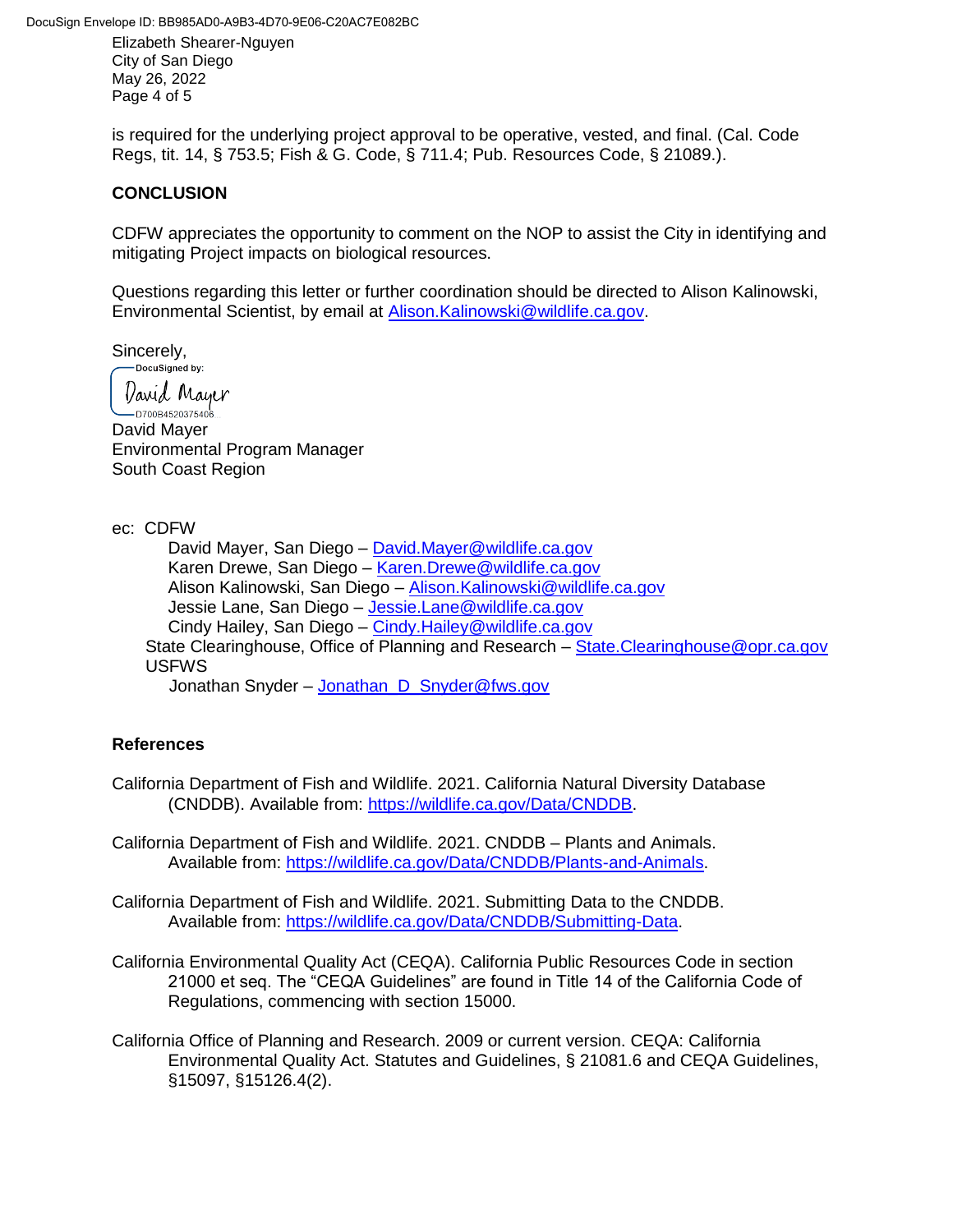is required for the underlying project approval to be operative, vested, and final. (Cal. Code Regs, tit. 14, § 753.5; Fish & G. Code, § 711.4; Pub. Resources Code, § 21089.).

## CONCLUSION

CDFW appreciates the opportunity to comment on the NOP to assist the City in identifying and mitigating Project impacts on biological resources.

Questions regarding this letter or further coordination should be directed to Alison Kalinowski, Environmental Scientist, by email at Alison.Kalinowski@wildlife.ca.gov.

Sincerely,

DocuSigned by:
David Mayer
D700B4520375406...

David Mayer
Environmental Program Manager
South Coast Region

ec: CDFW
- David Mayer, San Diego – David.Mayer@wildlife.ca.gov
- Karen Drewe, San Diego – Karen.Drewe@wildlife.ca.gov
- Alison Kalinowski, San Diego – Alison.Kalinowski@wildlife.ca.gov
- Jessie Lane, San Diego – Jessie.Lane@wildlife.ca.gov
- Cindy Hailey, San Diego – Cindy.Hailey@wildlife.ca.gov

State Clearinghouse, Office of Planning and Research – State.Clearinghouse@opr.ca.gov

USFWS
- Jonathan Snyder – Jonathan_D_Snyder@fws.gov

## References

California Department of Fish and Wildlife. 2021. California Natural Diversity Database (CNDDB). Available from: https://wildlife.ca.gov/Data/CNDDB.

California Department of Fish and Wildlife. 2021. CNDDB – Plants and Animals. Available from: https://wildlife.ca.gov/Data/CNDDB/Plants-and-Animals.

California Department of Fish and Wildlife. 2021. Submitting Data to the CNDDB. Available from: https://wildlife.ca.gov/Data/CNDDB/Submitting-Data.

California Environmental Quality Act (CEQA). California Public Resources Code in section 21000 et seq. The "CEQA Guidelines" are found in Title 14 of the California Code of Regulations, commencing with section 15000.

California Office of Planning and Research. 2009 or current version. CEQA: California Environmental Quality Act. Statutes and Guidelines, § 21081.6 and CEQA Guidelines, §15097, §15126.4(2).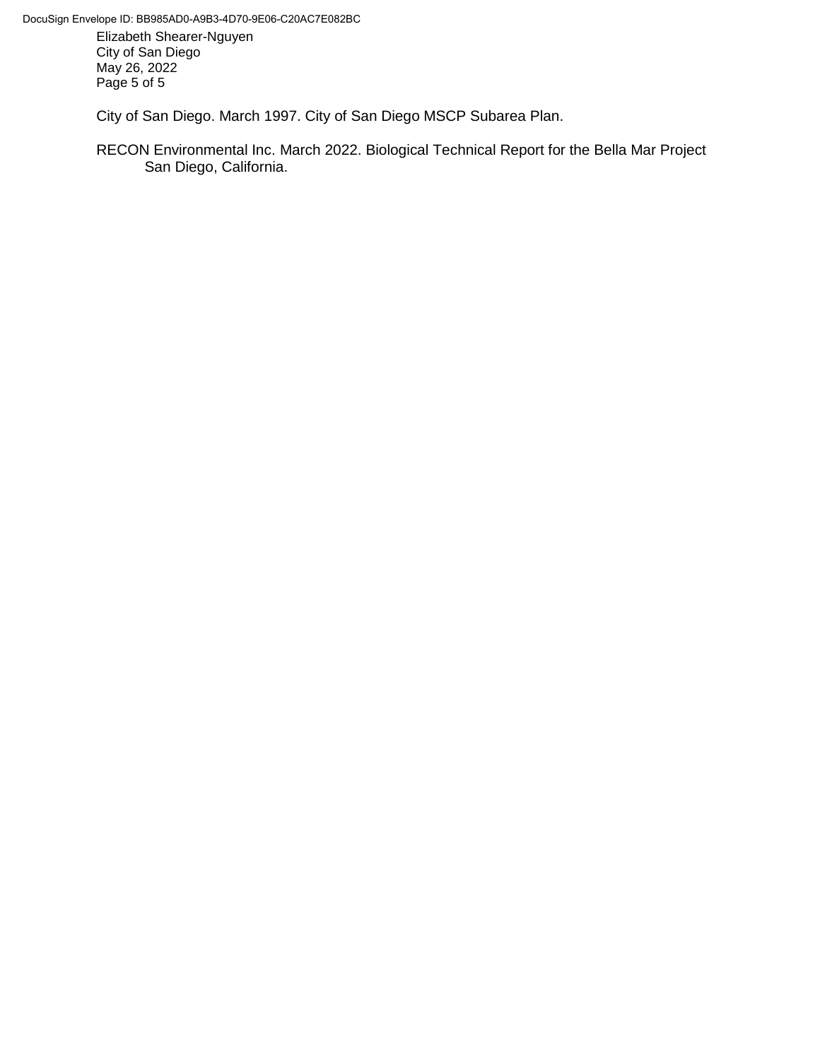City of San Diego. March 1997. City of San Diego MSCP Subarea Plan.

RECON Environmental Inc. March 2022. Biological Technical Report for the Bella Mar Project San Diego, California.